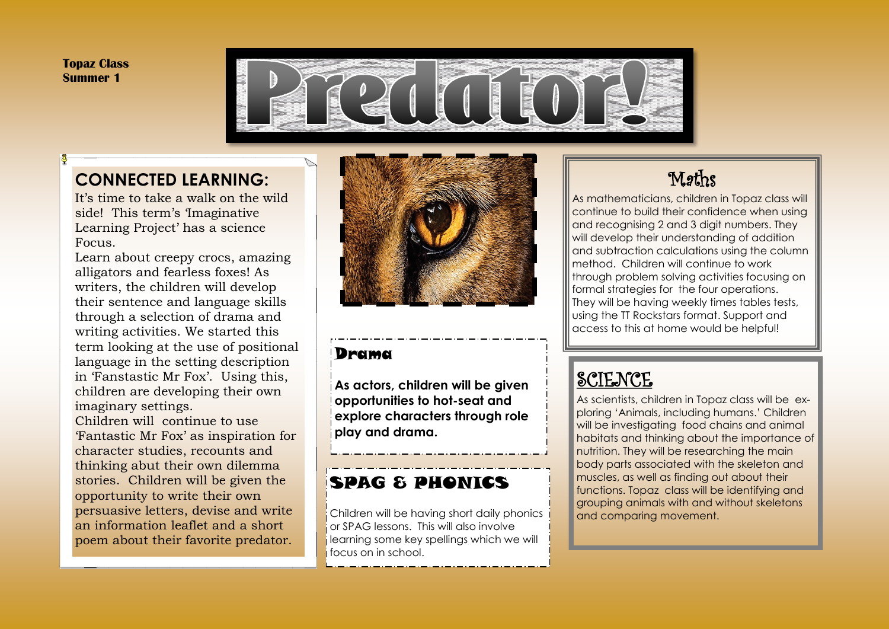**Topaz Class**
**Summer 1**

# Predator!

## CONNECTED LEARNING:

It's time to take a walk on the wild side! This term's 'Imaginative Learning Project' has a science Focus.

Learn about creepy crocs, amazing alligators and fearless foxes! As writers, the children will develop their sentence and language skills through a selection of drama and writing activities. We started this term looking at the use of positional language in the setting description in 'Fanstastic Mr Fox'. Using this, children are developing their own imaginary settings.

Children will continue to use 'Fantastic Mr Fox' as inspiration for character studies, recounts and thinking abut their own dilemma stories. Children will be given the opportunity to write their own persuasive letters, devise and write an information leaflet and a short poem about their favorite predator.

## Drama

**As actors, children will be given opportunities to hot-seat and explore characters through role play and drama.**

## SPAG & PHONICS

Children will be having short daily phonics or SPAG lessons. This will also involve learning some key spellings which we will focus on in school.

## Maths

As mathematicians, children in Topaz class will continue to build their confidence when using and recognising 2 and 3 digit numbers. They will develop their understanding of addition and subtraction calculations using the column method. Children will continue to work through problem solving activities focusing on formal strategies for the four operations. They will be having weekly times tables tests, using the TT Rockstars format. Support and access to this at home would be helpful!

## SCIENCE

As scientists, children in Topaz class will be exploring 'Animals, including humans.' Children will be investigating food chains and animal habitats and thinking about the importance of nutrition. They will be researching the main body parts associated with the skeleton and muscles, as well as finding out about their functions. Topaz class will be identifying and grouping animals with and without skeletons and comparing movement.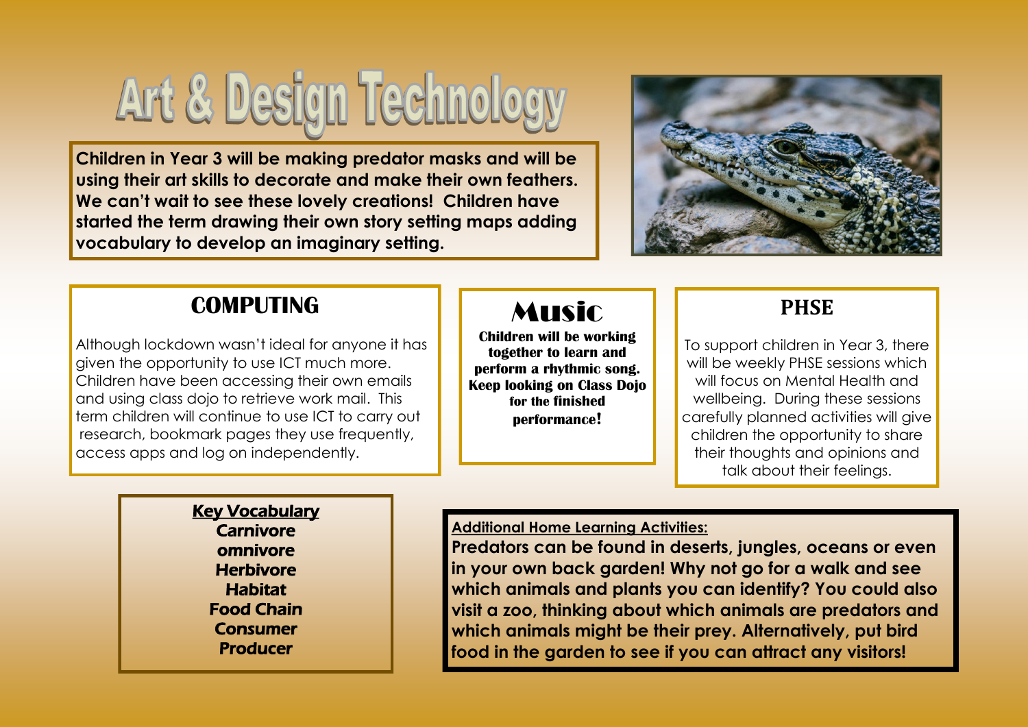# Art & Design Technology

**Children in Year 3 will be making predator masks and will be using their art skills to decorate and make their own feathers. We can't wait to see these lovely creations! Children have started the term drawing their own story setting maps adding vocabulary to develop an imaginary setting.**

## COMPUTING

Although lockdown wasn't ideal for anyone it has given the opportunity to use ICT much more. Children have been accessing their own emails and using class dojo to retrieve work mail. This term children will continue to use ICT to carry out research, bookmark pages they use frequently, access apps and log on independently.

## Music

**Children will be working together to learn and perform a rhythmic song. Keep looking on Class Dojo for the finished performance!**

## PHSE

To support children in Year 3, there will be weekly PHSE sessions which will focus on Mental Health and wellbeing. During these sessions carefully planned activities will give children the opportunity to share their thoughts and opinions and talk about their feelings.

**Key Vocabulary**

**Carnivore**
**omnivore**
**Herbivore**
**Habitat**
**Food Chain**
**Consumer**
**Producer**

**Additional Home Learning Activities:**

**Predators can be found in deserts, jungles, oceans or even in your own back garden! Why not go for a walk and see which animals and plants you can identify? You could also visit a zoo, thinking about which animals are predators and which animals might be their prey. Alternatively, put bird food in the garden to see if you can attract any visitors!**